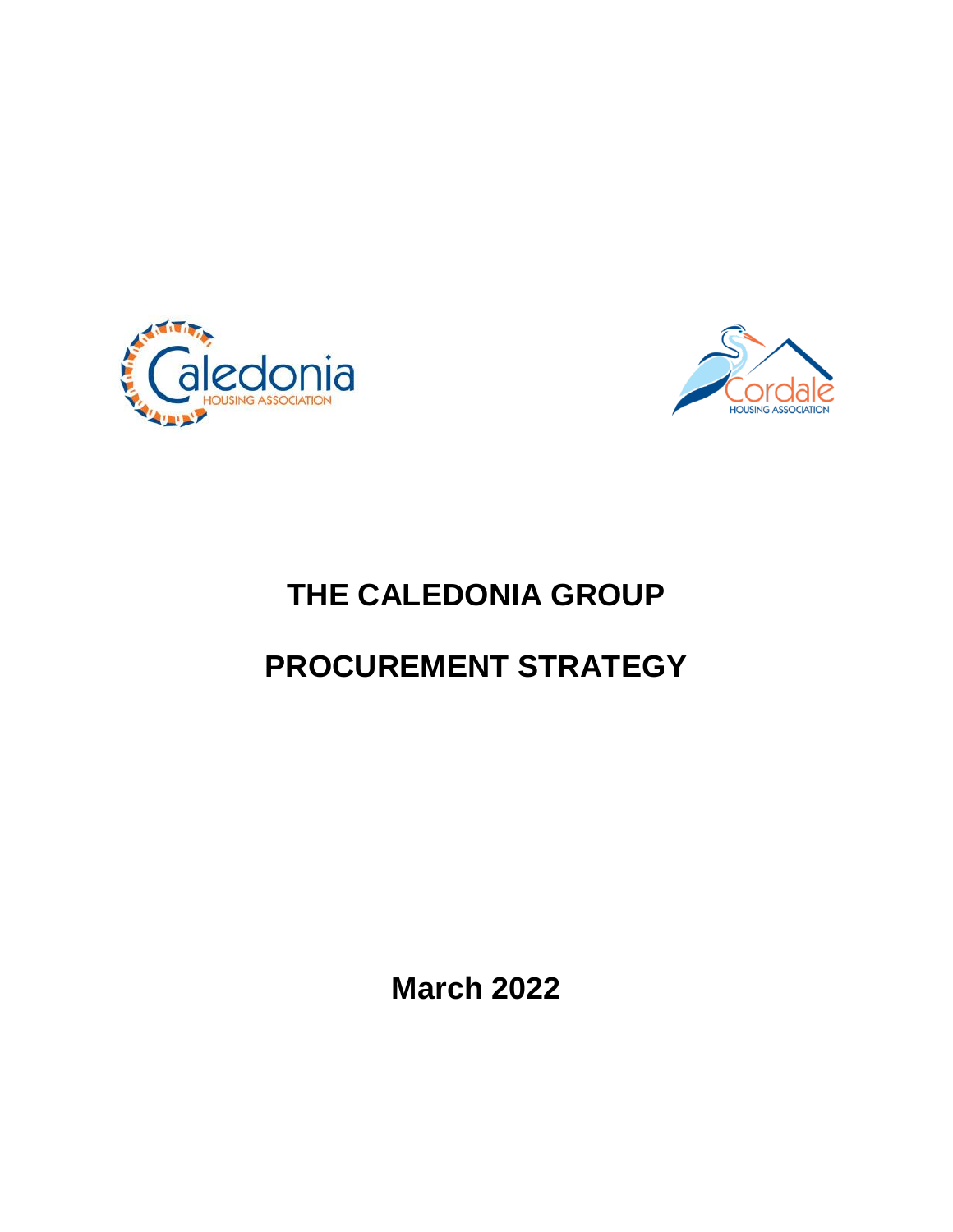# THE CALEDONIA GROUP

# PROCUREMENT STRATEGY

**March 2022**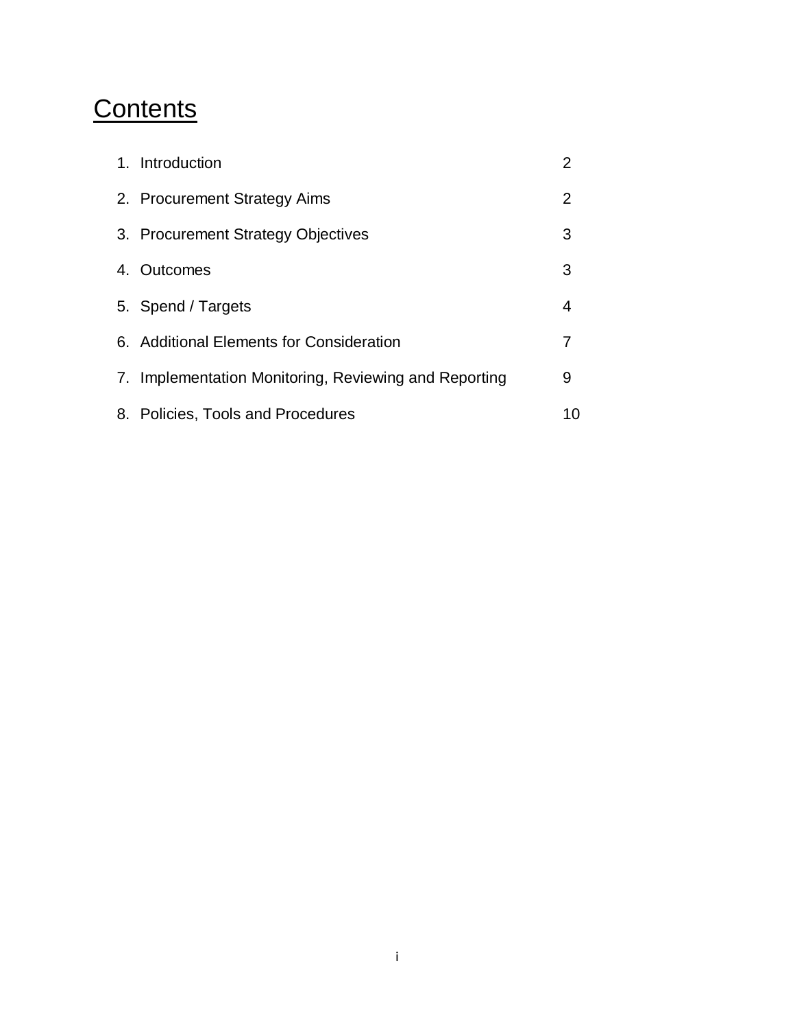# Contents

| | |
|---|---|
| 1. Introduction | 2 |
| 2. Procurement Strategy Aims | 2 |
| 3. Procurement Strategy Objectives | 3 |
| 4. Outcomes | 3 |
| 5. Spend / Targets | 4 |
| 6. Additional Elements for Consideration | 7 |
| 7. Implementation Monitoring, Reviewing and Reporting | 9 |
| 8. Policies, Tools and Procedures | 10 |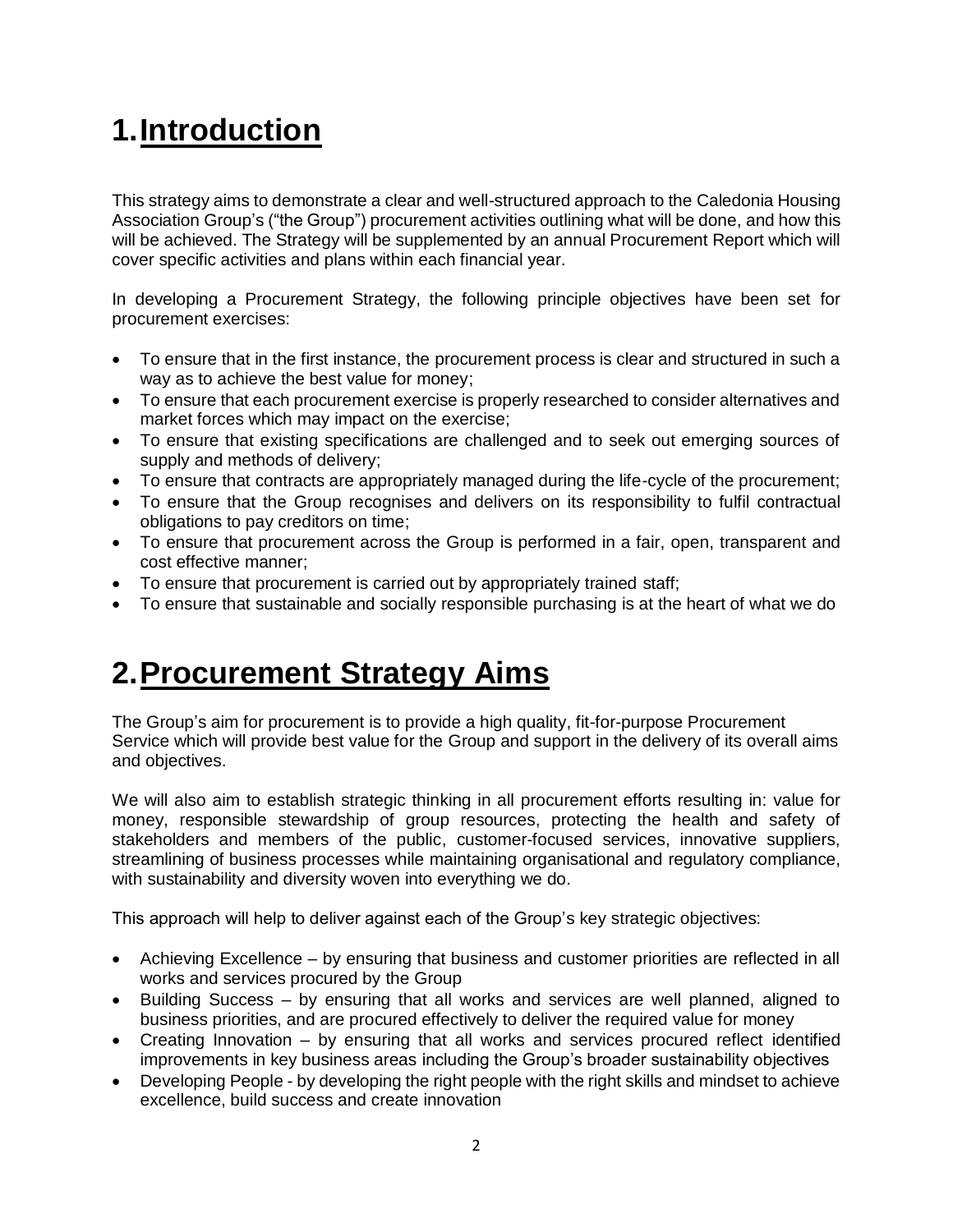# 1. Introduction

This strategy aims to demonstrate a clear and well-structured approach to the Caledonia Housing Association Group's ("the Group") procurement activities outlining what will be done, and how this will be achieved. The Strategy will be supplemented by an annual Procurement Report which will cover specific activities and plans within each financial year.

In developing a Procurement Strategy, the following principle objectives have been set for procurement exercises:

- To ensure that in the first instance, the procurement process is clear and structured in such a way as to achieve the best value for money;
- To ensure that each procurement exercise is properly researched to consider alternatives and market forces which may impact on the exercise;
- To ensure that existing specifications are challenged and to seek out emerging sources of supply and methods of delivery;
- To ensure that contracts are appropriately managed during the life-cycle of the procurement;
- To ensure that the Group recognises and delivers on its responsibility to fulfil contractual obligations to pay creditors on time;
- To ensure that procurement across the Group is performed in a fair, open, transparent and cost effective manner;
- To ensure that procurement is carried out by appropriately trained staff;
- To ensure that sustainable and socially responsible purchasing is at the heart of what we do

# 2. Procurement Strategy Aims

The Group's aim for procurement is to provide a high quality, fit-for-purpose Procurement Service which will provide best value for the Group and support in the delivery of its overall aims and objectives.

We will also aim to establish strategic thinking in all procurement efforts resulting in: value for money, responsible stewardship of group resources, protecting the health and safety of stakeholders and members of the public, customer-focused services, innovative suppliers, streamlining of business processes while maintaining organisational and regulatory compliance, with sustainability and diversity woven into everything we do.

This approach will help to deliver against each of the Group's key strategic objectives:

- Achieving Excellence – by ensuring that business and customer priorities are reflected in all works and services procured by the Group
- Building Success – by ensuring that all works and services are well planned, aligned to business priorities, and are procured effectively to deliver the required value for money
- Creating Innovation – by ensuring that all works and services procured reflect identified improvements in key business areas including the Group's broader sustainability objectives
- Developing People - by developing the right people with the right skills and mindset to achieve excellence, build success and create innovation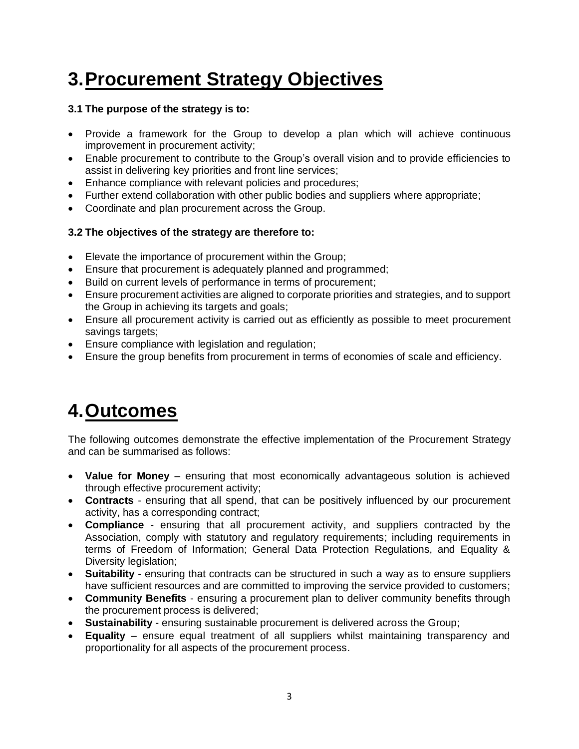# 3. Procurement Strategy Objectives

**3.1 The purpose of the strategy is to:**

- Provide a framework for the Group to develop a plan which will achieve continuous improvement in procurement activity;
- Enable procurement to contribute to the Group's overall vision and to provide efficiencies to assist in delivering key priorities and front line services;
- Enhance compliance with relevant policies and procedures;
- Further extend collaboration with other public bodies and suppliers where appropriate;
- Coordinate and plan procurement across the Group.

**3.2 The objectives of the strategy are therefore to:**

- Elevate the importance of procurement within the Group;
- Ensure that procurement is adequately planned and programmed;
- Build on current levels of performance in terms of procurement;
- Ensure procurement activities are aligned to corporate priorities and strategies, and to support the Group in achieving its targets and goals;
- Ensure all procurement activity is carried out as efficiently as possible to meet procurement savings targets;
- Ensure compliance with legislation and regulation;
- Ensure the group benefits from procurement in terms of economies of scale and efficiency.

# 4. Outcomes

The following outcomes demonstrate the effective implementation of the Procurement Strategy and can be summarised as follows:

- **Value for Money** – ensuring that most economically advantageous solution is achieved through effective procurement activity;
- **Contracts** - ensuring that all spend, that can be positively influenced by our procurement activity, has a corresponding contract;
- **Compliance** - ensuring that all procurement activity, and suppliers contracted by the Association, comply with statutory and regulatory requirements; including requirements in terms of Freedom of Information; General Data Protection Regulations, and Equality & Diversity legislation;
- **Suitability** - ensuring that contracts can be structured in such a way as to ensure suppliers have sufficient resources and are committed to improving the service provided to customers;
- **Community Benefits** - ensuring a procurement plan to deliver community benefits through the procurement process is delivered;
- **Sustainability** - ensuring sustainable procurement is delivered across the Group;
- **Equality** – ensure equal treatment of all suppliers whilst maintaining transparency and proportionality for all aspects of the procurement process.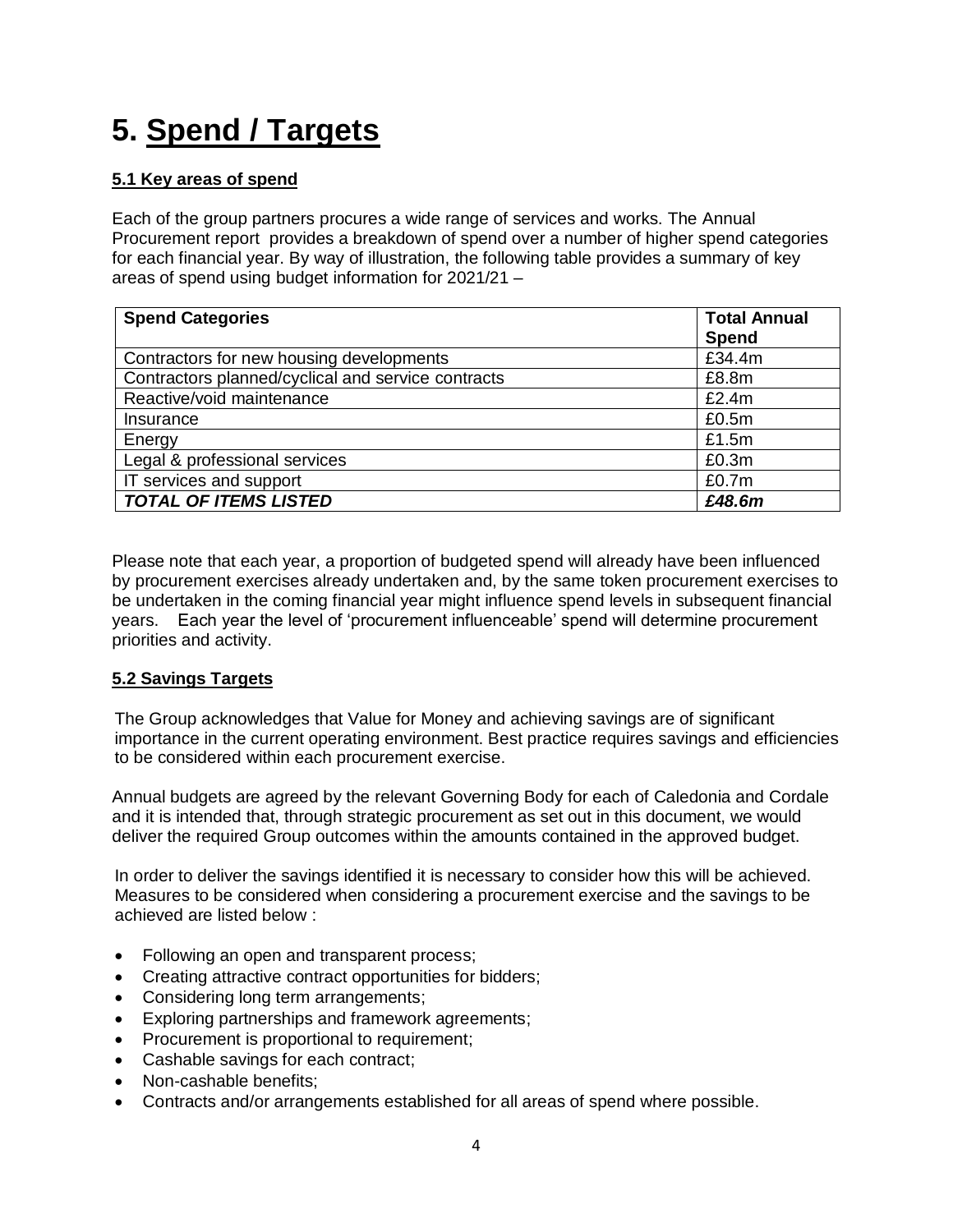# 5. Spend / Targets

### 5.1 Key areas of spend

Each of the group partners procures a wide range of services and works. The Annual Procurement report provides a breakdown of spend over a number of higher spend categories for each financial year. By way of illustration, the following table provides a summary of key areas of spend using budget information for 2021/21 –

| Spend Categories | Total Annual Spend |
|---|---|
| Contractors for new housing developments | £34.4m |
| Contractors planned/cyclical and service contracts | £8.8m |
| Reactive/void maintenance | £2.4m |
| Insurance | £0.5m |
| Energy | £1.5m |
| Legal & professional services | £0.3m |
| IT services and support | £0.7m |
| ***TOTAL OF ITEMS LISTED*** | ***£48.6m*** |

Please note that each year, a proportion of budgeted spend will already have been influenced by procurement exercises already undertaken and, by the same token procurement exercises to be undertaken in the coming financial year might influence spend levels in subsequent financial years. Each year the level of 'procurement influenceable' spend will determine procurement priorities and activity.

### 5.2 Savings Targets

The Group acknowledges that Value for Money and achieving savings are of significant importance in the current operating environment. Best practice requires savings and efficiencies to be considered within each procurement exercise.

Annual budgets are agreed by the relevant Governing Body for each of Caledonia and Cordale and it is intended that, through strategic procurement as set out in this document, we would deliver the required Group outcomes within the amounts contained in the approved budget.

In order to deliver the savings identified it is necessary to consider how this will be achieved. Measures to be considered when considering a procurement exercise and the savings to be achieved are listed below :

- Following an open and transparent process;
- Creating attractive contract opportunities for bidders;
- Considering long term arrangements;
- Exploring partnerships and framework agreements;
- Procurement is proportional to requirement;
- Cashable savings for each contract;
- Non-cashable benefits;
- Contracts and/or arrangements established for all areas of spend where possible.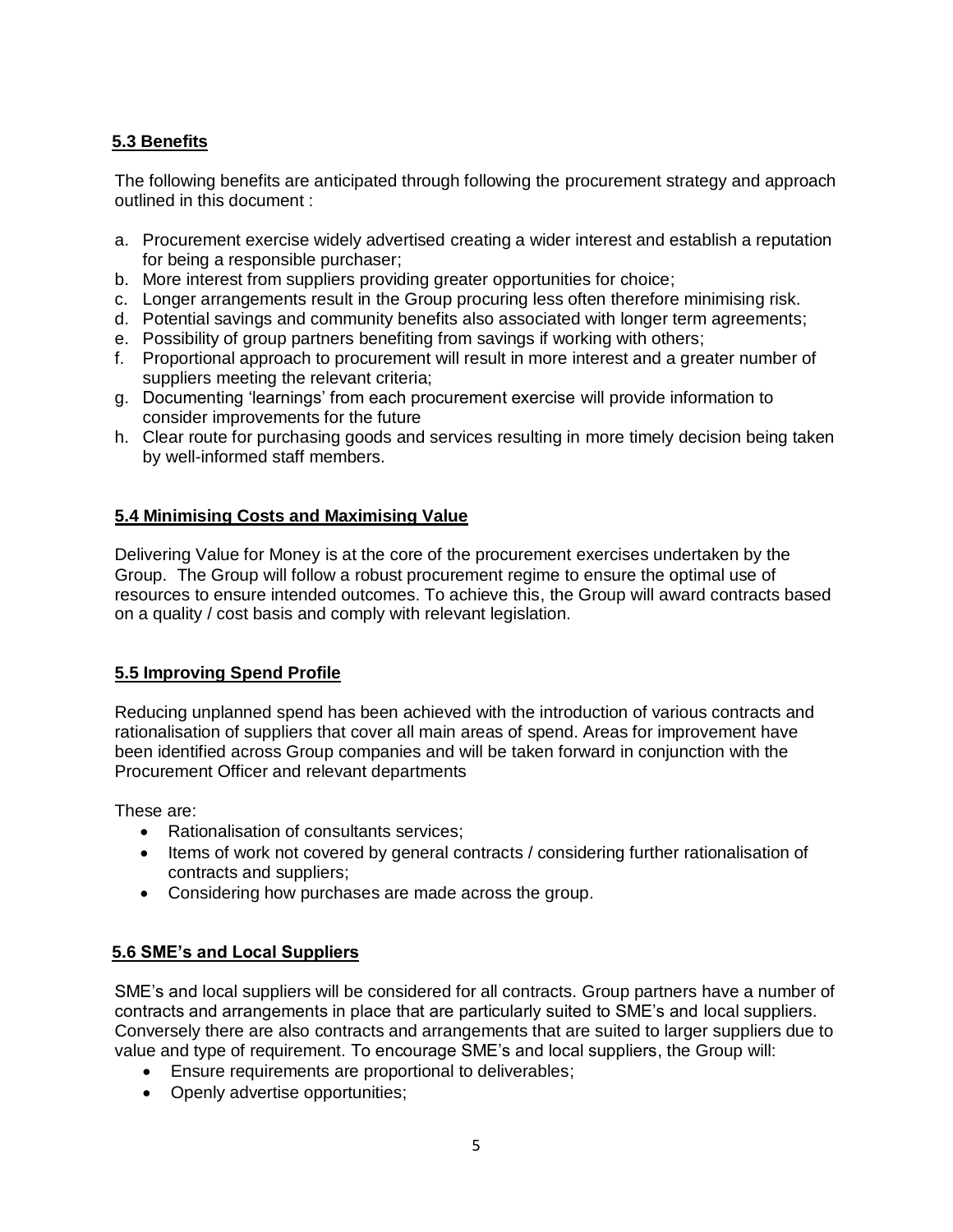### 5.3 Benefits

The following benefits are anticipated through following the procurement strategy and approach outlined in this document :

a. Procurement exercise widely advertised creating a wider interest and establish a reputation for being a responsible purchaser;
b. More interest from suppliers providing greater opportunities for choice;
c. Longer arrangements result in the Group procuring less often therefore minimising risk.
d. Potential savings and community benefits also associated with longer term agreements;
e. Possibility of group partners benefiting from savings if working with others;
f. Proportional approach to procurement will result in more interest and a greater number of suppliers meeting the relevant criteria;
g. Documenting 'learnings' from each procurement exercise will provide information to consider improvements for the future
h. Clear route for purchasing goods and services resulting in more timely decision being taken by well-informed staff members.

### 5.4 Minimising Costs and Maximising Value

Delivering Value for Money is at the core of the procurement exercises undertaken by the Group. The Group will follow a robust procurement regime to ensure the optimal use of resources to ensure intended outcomes. To achieve this, the Group will award contracts based on a quality / cost basis and comply with relevant legislation.

### 5.5 Improving Spend Profile

Reducing unplanned spend has been achieved with the introduction of various contracts and rationalisation of suppliers that cover all main areas of spend. Areas for improvement have been identified across Group companies and will be taken forward in conjunction with the Procurement Officer and relevant departments

These are:

- Rationalisation of consultants services;
- Items of work not covered by general contracts / considering further rationalisation of contracts and suppliers;
- Considering how purchases are made across the group.

### 5.6 SME's and Local Suppliers

SME's and local suppliers will be considered for all contracts. Group partners have a number of contracts and arrangements in place that are particularly suited to SME's and local suppliers. Conversely there are also contracts and arrangements that are suited to larger suppliers due to value and type of requirement. To encourage SME's and local suppliers, the Group will:

- Ensure requirements are proportional to deliverables;
- Openly advertise opportunities;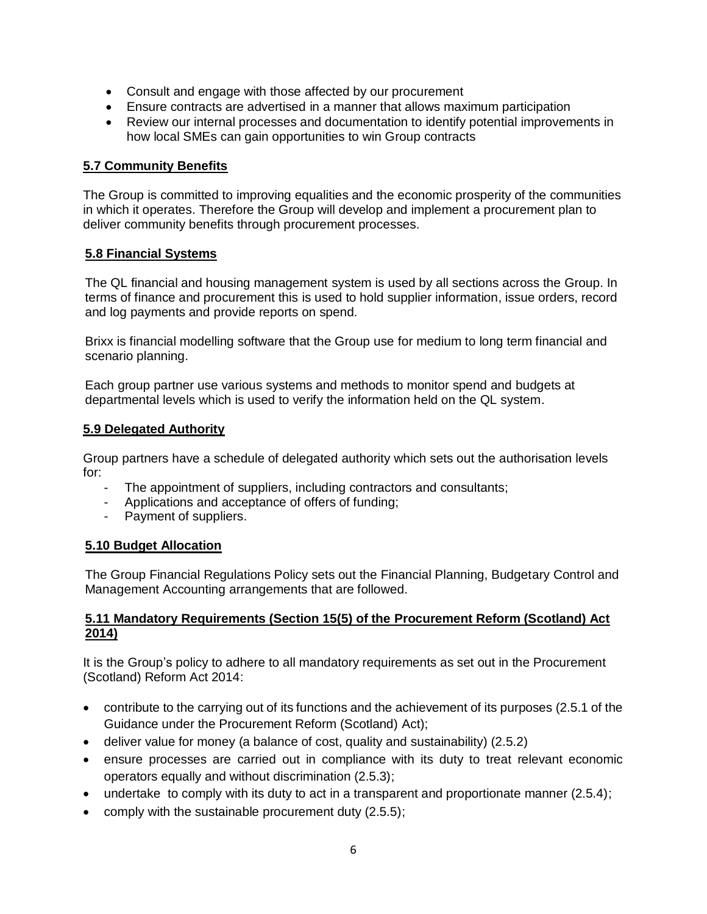- Consult and engage with those affected by our procurement
- Ensure contracts are advertised in a manner that allows maximum participation
- Review our internal processes and documentation to identify potential improvements in how local SMEs can gain opportunities to win Group contracts

## 5.7 Community Benefits

The Group is committed to improving equalities and the economic prosperity of the communities in which it operates. Therefore the Group will develop and implement a procurement plan to deliver community benefits through procurement processes.

## 5.8 Financial Systems

The QL financial and housing management system is used by all sections across the Group. In terms of finance and procurement this is used to hold supplier information, issue orders, record and log payments and provide reports on spend.

Brixx is financial modelling software that the Group use for medium to long term financial and scenario planning.

Each group partner use various systems and methods to monitor spend and budgets at departmental levels which is used to verify the information held on the QL system.

## 5.9 Delegated Authority

Group partners have a schedule of delegated authority which sets out the authorisation levels for:

- The appointment of suppliers, including contractors and consultants;
- Applications and acceptance of offers of funding;
- Payment of suppliers.

## 5.10 Budget Allocation

The Group Financial Regulations Policy sets out the Financial Planning, Budgetary Control and Management Accounting arrangements that are followed.

## 5.11 Mandatory Requirements (Section 15(5) of the Procurement Reform (Scotland) Act 2014)

It is the Group's policy to adhere to all mandatory requirements as set out in the Procurement (Scotland) Reform Act 2014:

- contribute to the carrying out of its functions and the achievement of its purposes (2.5.1 of the Guidance under the Procurement Reform (Scotland) Act);
- deliver value for money (a balance of cost, quality and sustainability) (2.5.2)
- ensure processes are carried out in compliance with its duty to treat relevant economic operators equally and without discrimination (2.5.3);
- undertake to comply with its duty to act in a transparent and proportionate manner (2.5.4);
- comply with the sustainable procurement duty (2.5.5);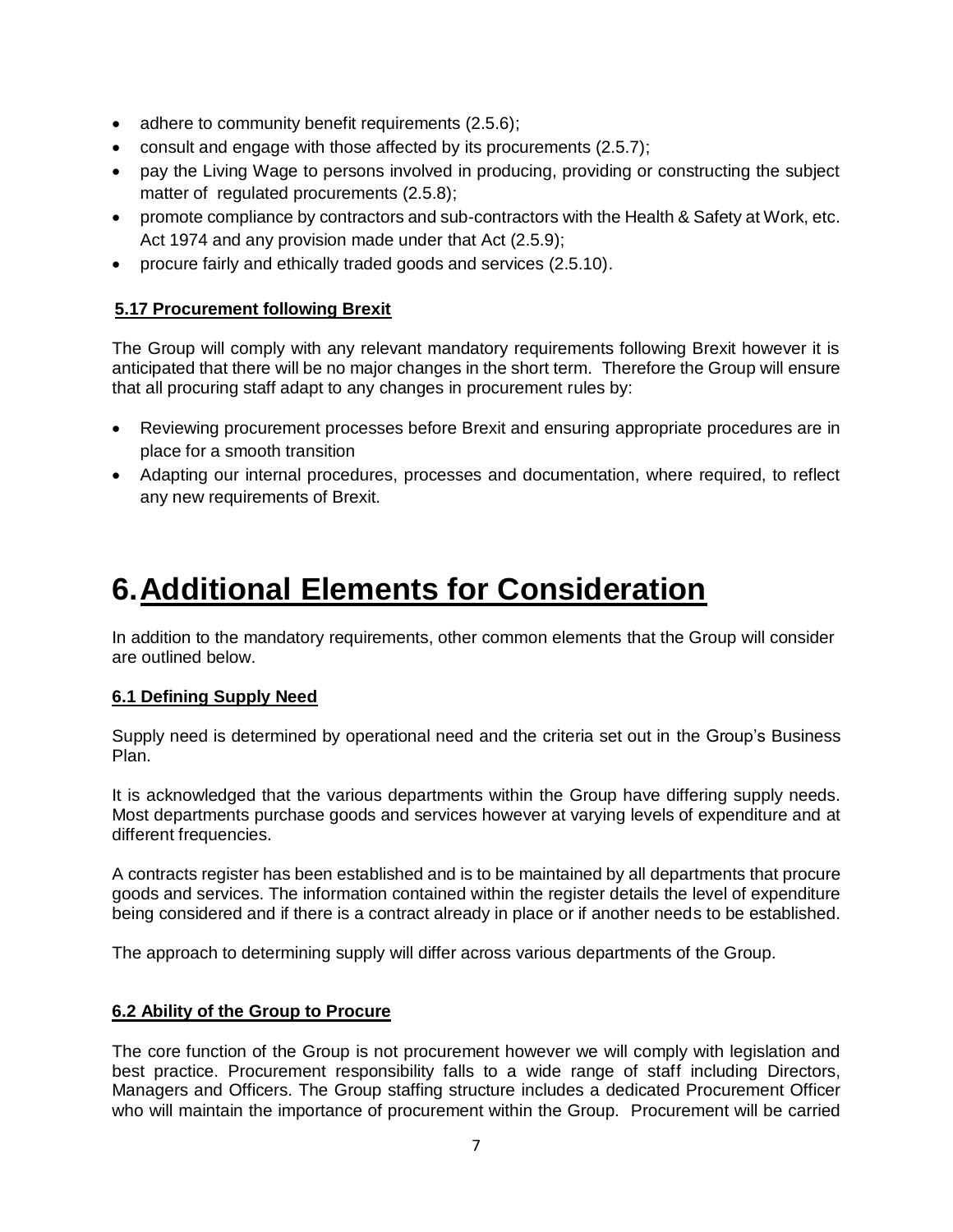- adhere to community benefit requirements (2.5.6);
- consult and engage with those affected by its procurements (2.5.7);
- pay the Living Wage to persons involved in producing, providing or constructing the subject matter of regulated procurements (2.5.8);
- promote compliance by contractors and sub-contractors with the Health & Safety at Work, etc. Act 1974 and any provision made under that Act (2.5.9);
- procure fairly and ethically traded goods and services (2.5.10).

### 5.17 Procurement following Brexit

The Group will comply with any relevant mandatory requirements following Brexit however it is anticipated that there will be no major changes in the short term. Therefore the Group will ensure that all procuring staff adapt to any changes in procurement rules by:

- Reviewing procurement processes before Brexit and ensuring appropriate procedures are in place for a smooth transition
- Adapting our internal procedures, processes and documentation, where required, to reflect any new requirements of Brexit.

# 6. Additional Elements for Consideration

In addition to the mandatory requirements, other common elements that the Group will consider are outlined below.

### 6.1 Defining Supply Need

Supply need is determined by operational need and the criteria set out in the Group's Business Plan.

It is acknowledged that the various departments within the Group have differing supply needs. Most departments purchase goods and services however at varying levels of expenditure and at different frequencies.

A contracts register has been established and is to be maintained by all departments that procure goods and services. The information contained within the register details the level of expenditure being considered and if there is a contract already in place or if another needs to be established.

The approach to determining supply will differ across various departments of the Group.

### 6.2 Ability of the Group to Procure

The core function of the Group is not procurement however we will comply with legislation and best practice. Procurement responsibility falls to a wide range of staff including Directors, Managers and Officers. The Group staffing structure includes a dedicated Procurement Officer who will maintain the importance of procurement within the Group. Procurement will be carried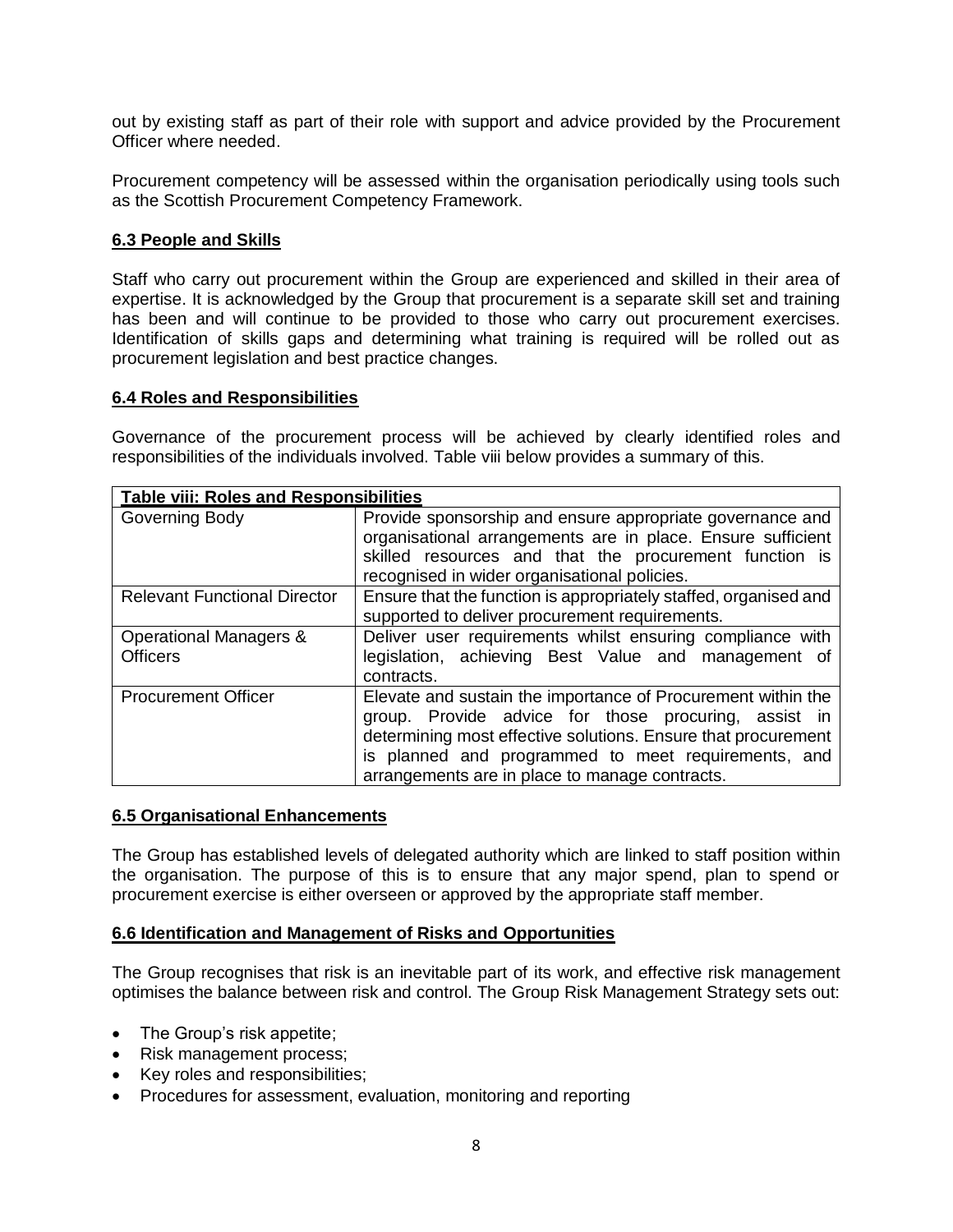out by existing staff as part of their role with support and advice provided by the Procurement Officer where needed.

Procurement competency will be assessed within the organisation periodically using tools such as the Scottish Procurement Competency Framework.

### 6.3 People and Skills

Staff who carry out procurement within the Group are experienced and skilled in their area of expertise. It is acknowledged by the Group that procurement is a separate skill set and training has been and will continue to be provided to those who carry out procurement exercises. Identification of skills gaps and determining what training is required will be rolled out as procurement legislation and best practice changes.

### 6.4 Roles and Responsibilities

Governance of the procurement process will be achieved by clearly identified roles and responsibilities of the individuals involved. Table viii below provides a summary of this.

| **Table viii: Roles and Responsibilities** | |
|---|---|
| Governing Body | Provide sponsorship and ensure appropriate governance and organisational arrangements are in place. Ensure sufficient skilled resources and that the procurement function is recognised in wider organisational policies. |
| Relevant Functional Director | Ensure that the function is appropriately staffed, organised and supported to deliver procurement requirements. |
| Operational Managers & Officers | Deliver user requirements whilst ensuring compliance with legislation, achieving Best Value and management of contracts. |
| Procurement Officer | Elevate and sustain the importance of Procurement within the group. Provide advice for those procuring, assist in determining most effective solutions. Ensure that procurement is planned and programmed to meet requirements, and arrangements are in place to manage contracts. |

### 6.5 Organisational Enhancements

The Group has established levels of delegated authority which are linked to staff position within the organisation. The purpose of this is to ensure that any major spend, plan to spend or procurement exercise is either overseen or approved by the appropriate staff member.

### 6.6 Identification and Management of Risks and Opportunities

The Group recognises that risk is an inevitable part of its work, and effective risk management optimises the balance between risk and control. The Group Risk Management Strategy sets out:

- The Group's risk appetite;
- Risk management process;
- Key roles and responsibilities;
- Procedures for assessment, evaluation, monitoring and reporting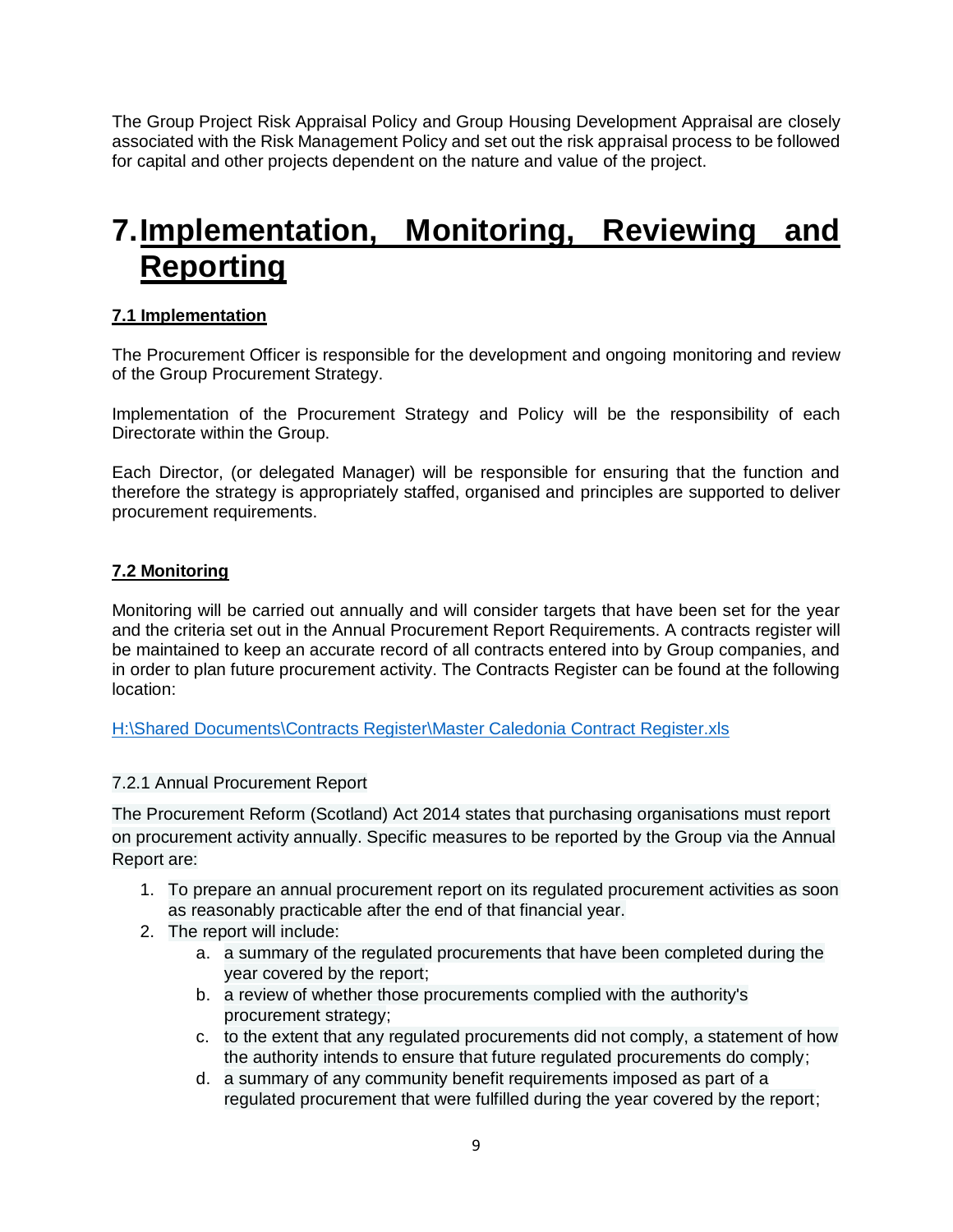The Group Project Risk Appraisal Policy and Group Housing Development Appraisal are closely associated with the Risk Management Policy and set out the risk appraisal process to be followed for capital and other projects dependent on the nature and value of the project.

# 7. Implementation, Monitoring, Reviewing and Reporting

### 7.1 Implementation

The Procurement Officer is responsible for the development and ongoing monitoring and review of the Group Procurement Strategy.

Implementation of the Procurement Strategy and Policy will be the responsibility of each Directorate within the Group.

Each Director, (or delegated Manager) will be responsible for ensuring that the function and therefore the strategy is appropriately staffed, organised and principles are supported to deliver procurement requirements.

### 7.2 Monitoring

Monitoring will be carried out annually and will consider targets that have been set for the year and the criteria set out in the Annual Procurement Report Requirements. A contracts register will be maintained to keep an accurate record of all contracts entered into by Group companies, and in order to plan future procurement activity. The Contracts Register can be found at the following location:

H:\Shared Documents\Contracts Register\Master Caledonia Contract Register.xls

7.2.1 Annual Procurement Report

The Procurement Reform (Scotland) Act 2014 states that purchasing organisations must report on procurement activity annually. Specific measures to be reported by the Group via the Annual Report are:

1. To prepare an annual procurement report on its regulated procurement activities as soon as reasonably practicable after the end of that financial year.
2. The report will include:
    a. a summary of the regulated procurements that have been completed during the year covered by the report;
    b. a review of whether those procurements complied with the authority's procurement strategy;
    c. to the extent that any regulated procurements did not comply, a statement of how the authority intends to ensure that future regulated procurements do comply;
    d. a summary of any community benefit requirements imposed as part of a regulated procurement that were fulfilled during the year covered by the report;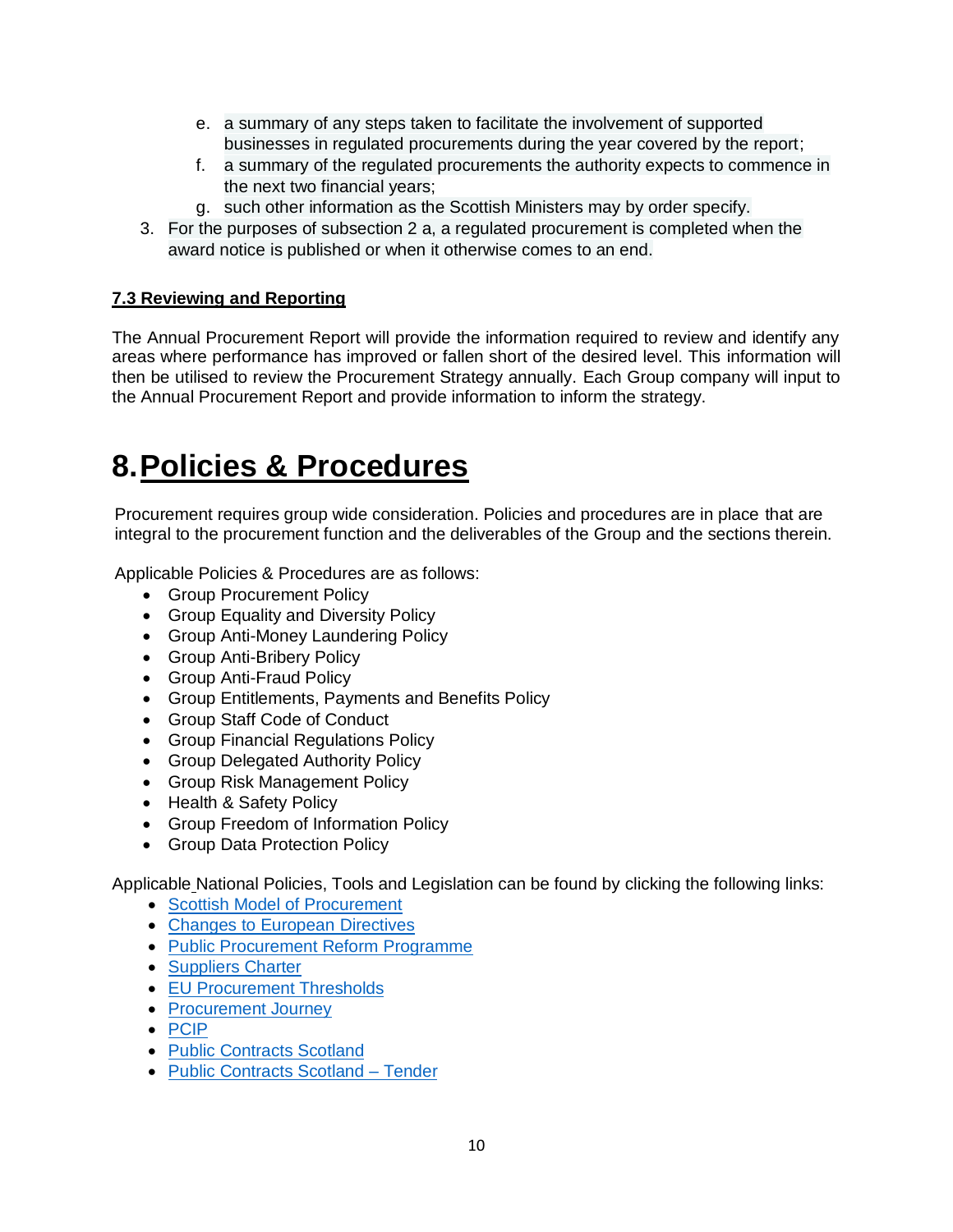e. a summary of any steps taken to facilitate the involvement of supported businesses in regulated procurements during the year covered by the report;
f. a summary of the regulated procurements the authority expects to commence in the next two financial years;
g. such other information as the Scottish Ministers may by order specify.

3. For the purposes of subsection 2 a, a regulated procurement is completed when the award notice is published or when it otherwise comes to an end.

### 7.3 Reviewing and Reporting

The Annual Procurement Report will provide the information required to review and identify any areas where performance has improved or fallen short of the desired level. This information will then be utilised to review the Procurement Strategy annually. Each Group company will input to the Annual Procurement Report and provide information to inform the strategy.

# 8. Policies & Procedures

Procurement requires group wide consideration. Policies and procedures are in place that are integral to the procurement function and the deliverables of the Group and the sections therein.

Applicable Policies & Procedures are as follows:

- Group Procurement Policy
- Group Equality and Diversity Policy
- Group Anti-Money Laundering Policy
- Group Anti-Bribery Policy
- Group Anti-Fraud Policy
- Group Entitlements, Payments and Benefits Policy
- Group Staff Code of Conduct
- Group Financial Regulations Policy
- Group Delegated Authority Policy
- Group Risk Management Policy
- Health & Safety Policy
- Group Freedom of Information Policy
- Group Data Protection Policy

Applicable National Policies, Tools and Legislation can be found by clicking the following links:

- Scottish Model of Procurement
- Changes to European Directives
- Public Procurement Reform Programme
- Suppliers Charter
- EU Procurement Thresholds
- Procurement Journey
- PCIP
- Public Contracts Scotland
- Public Contracts Scotland – Tender